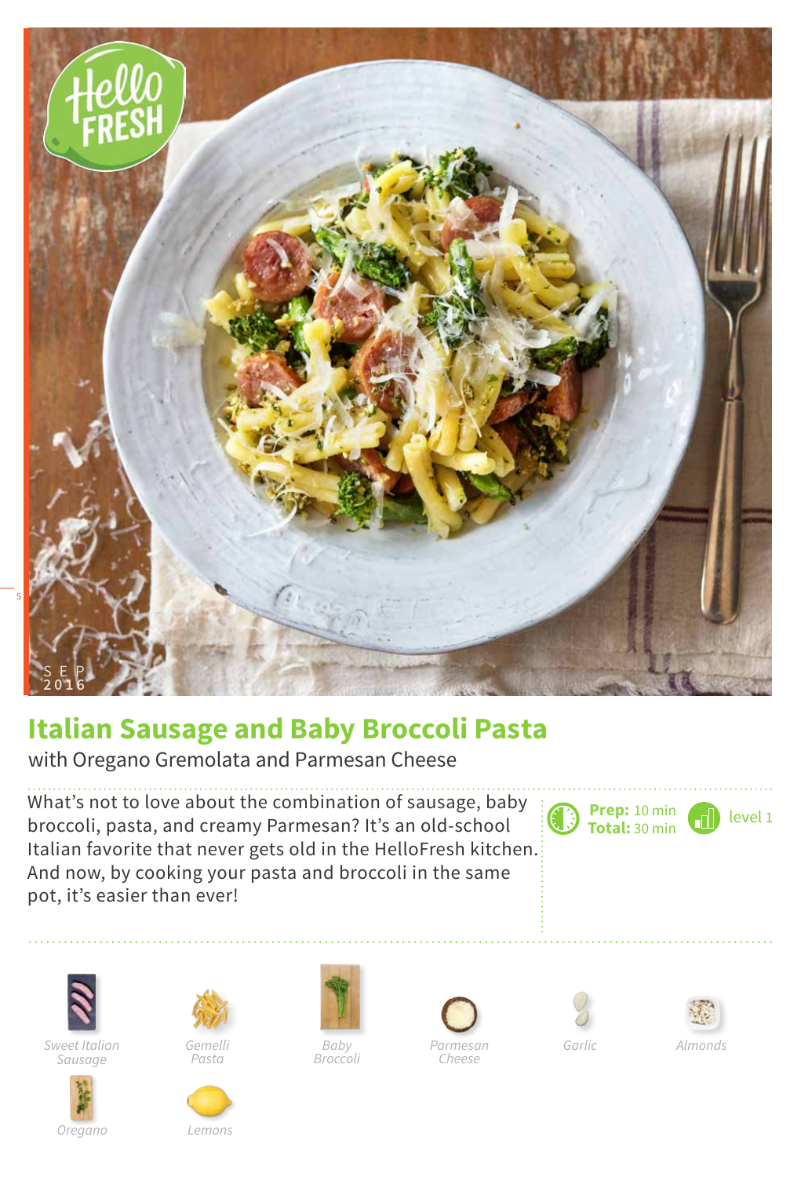# Italian Sausage and Baby Broccoli Pasta

with Oregano Gremolata and Parmesan Cheese

What's not to love about the combination of sausage, baby broccoli, pasta, and creamy Parmesan? It's an old-school Italian favorite that never gets old in the HelloFresh kitchen. And now, by cooking your pasta and broccoli in the same pot, it's easier than ever!

**Prep:** 10 min
**Total:** 30 min

level 1

Sweet Italian Sausage

Gemelli Pasta

Baby Broccoli

Parmesan Cheese

Garlic

Almonds

Oregano

Lemons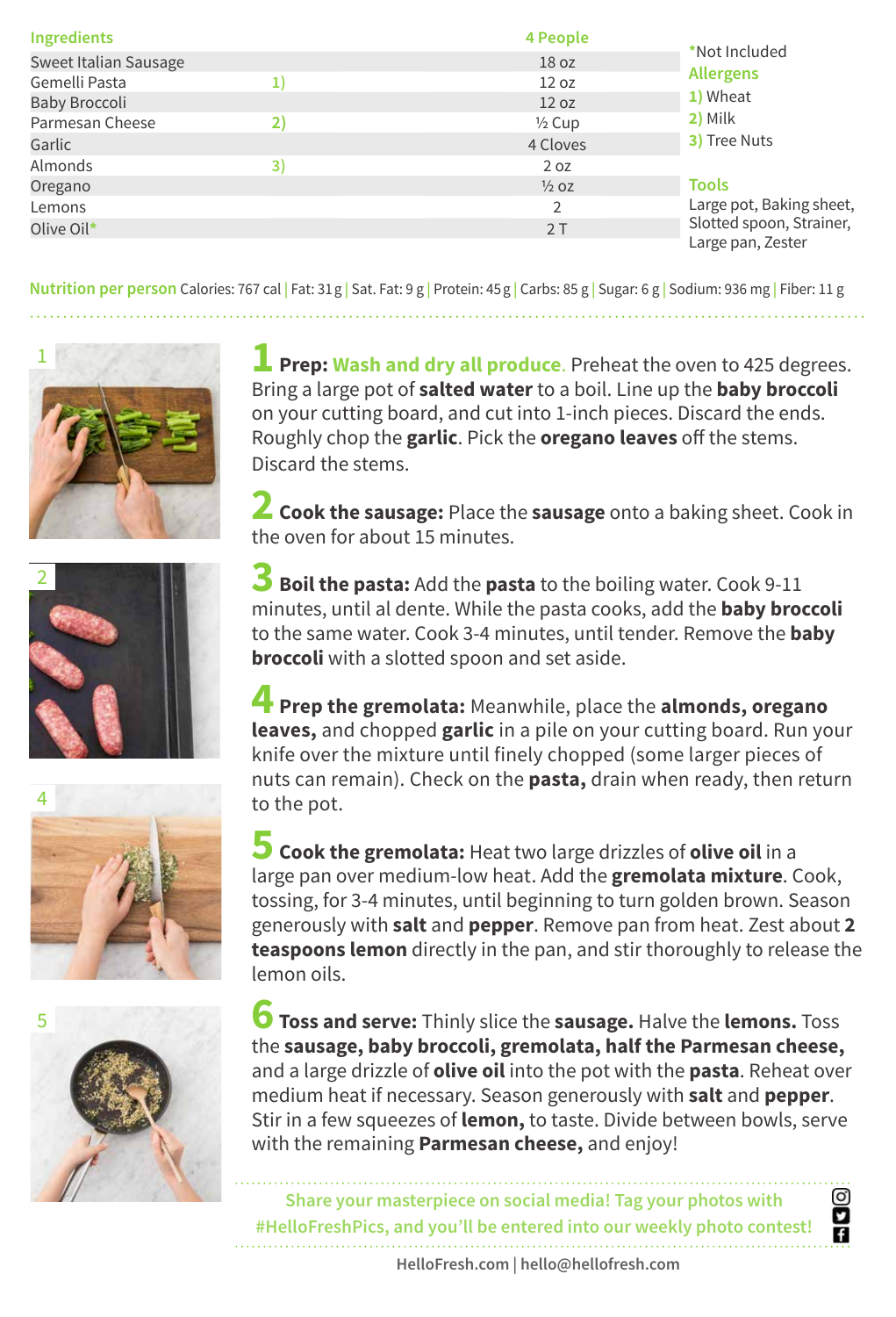| Ingredients | | 4 People |
|---|---|---|
| Sweet Italian Sausage | | 18 oz |
| Gemelli Pasta | 1) | 12 oz |
| Baby Broccoli | | 12 oz |
| Parmesan Cheese | 2) | ½ Cup |
| Garlic | | 4 Cloves |
| Almonds | 3) | 2 oz |
| Oregano | | ½ oz |
| Lemons | | 2 |
| Olive Oil* | | 2 T |

*Not Included

**Allergens**

1) Wheat
2) Milk
3) Tree Nuts

**Tools**

Large pot, Baking sheet, Slotted spoon, Strainer, Large pan, Zester

**Nutrition per person** Calories: 767 cal | Fat: 31 g | Sat. Fat: 9 g | Protein: 45 g | Carbs: 85 g | Sugar: 6 g | Sodium: 936 mg | Fiber: 11 g

**1 Prep:** **Wash and dry all produce.** Preheat the oven to 425 degrees. Bring a large pot of **salted water** to a boil. Line up the **baby broccoli** on your cutting board, and cut into 1-inch pieces. Discard the ends. Roughly chop the **garlic**. Pick the **oregano leaves** off the stems. Discard the stems.

**2 Cook the sausage:** Place the **sausage** onto a baking sheet. Cook in the oven for about 15 minutes.

**3 Boil the pasta:** Add the **pasta** to the boiling water. Cook 9-11 minutes, until al dente. While the pasta cooks, add the **baby broccoli** to the same water. Cook 3-4 minutes, until tender. Remove the **baby broccoli** with a slotted spoon and set aside.

**4 Prep the gremolata:** Meanwhile, place the **almonds, oregano leaves,** and chopped **garlic** in a pile on your cutting board. Run your knife over the mixture until finely chopped (some larger pieces of nuts can remain). Check on the **pasta,** drain when ready, then return to the pot.

**5 Cook the gremolata:** Heat two large drizzles of **olive oil** in a large pan over medium-low heat. Add the **gremolata mixture**. Cook, tossing, for 3-4 minutes, until beginning to turn golden brown. Season generously with **salt** and **pepper**. Remove pan from heat. Zest about **2 teaspoons lemon** directly in the pan, and stir thoroughly to release the lemon oils.

**6 Toss and serve:** Thinly slice the **sausage.** Halve the **lemons.** Toss the **sausage, baby broccoli, gremolata, half the Parmesan cheese,** and a large drizzle of **olive oil** into the pot with the **pasta**. Reheat over medium heat if necessary. Season generously with **salt** and **pepper**. Stir in a few squeezes of **lemon,** to taste. Divide between bowls, serve with the remaining **Parmesan cheese,** and enjoy!

Share your masterpiece on social media! Tag your photos with #HelloFreshPics, and you'll be entered into our weekly photo contest!

HelloFresh.com | hello@hellofresh.com